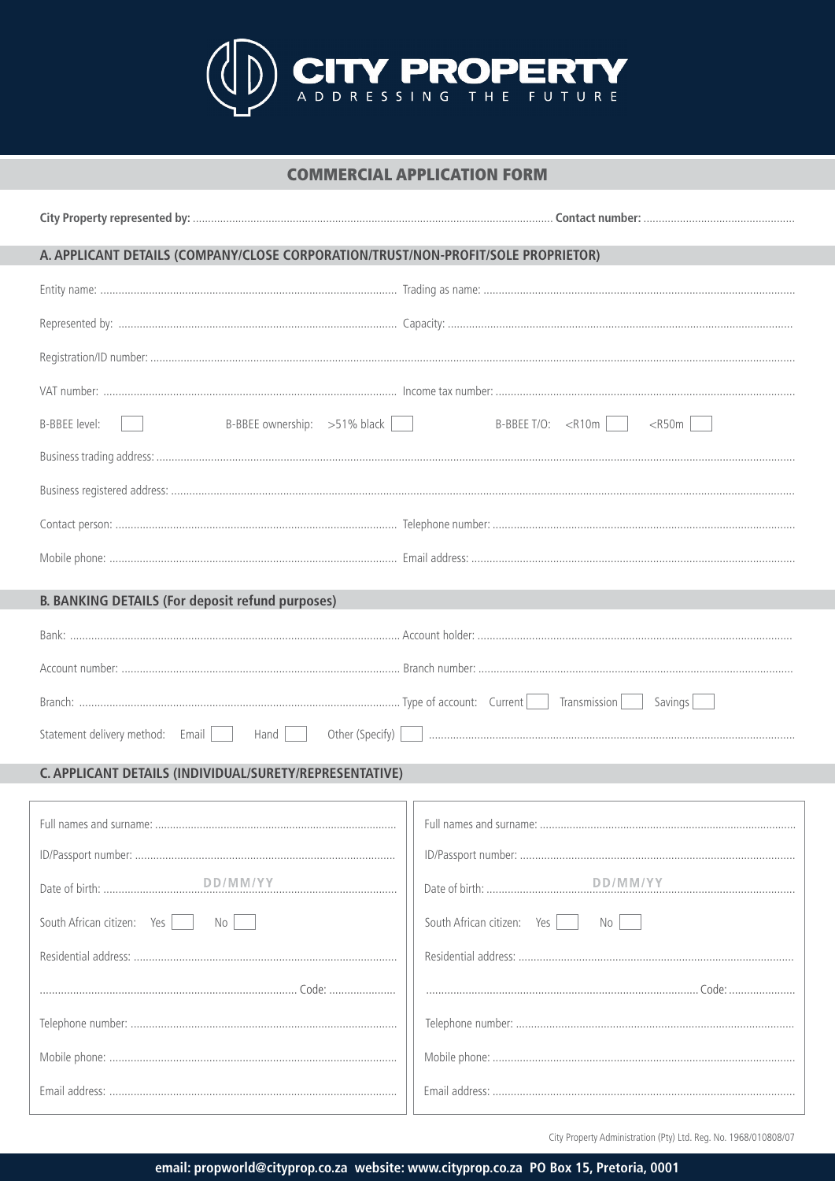# CITY PROPERTY

ADDRESSING THE FUTURE

## COMMERCIAL APPLICATION FORM

**City Property represented by:** ........................................ **Contact number:** ........................................

### A. APPLICANT DETAILS (COMPANY/CLOSE CORPORATION/TRUST/NON-PROFIT/SOLE PROPRIETOR)

Entity name: ........................................ Trading as name: ........................................

Represented by: ........................................ Capacity: ........................................

Registration/ID number: ........................................

VAT number: ........................................ Income tax number: ........................................

B-BBEE level: [ ] B-BBEE ownership: >51% black [ ] B-BBEE T/O: <R10m [ ] <R50m [ ]

Business trading address: ........................................

Business registered address: ........................................

Contact person: ........................................ Telephone number: ........................................

Mobile phone: ........................................ Email address: ........................................

### B. BANKING DETAILS (For deposit refund purposes)

Bank: ........................................ Account holder: ........................................

Account number: ........................................ Branch number: ........................................

Branch: ........................................ Type of account: Current [ ] Transmission [ ] Savings [ ]

Statement delivery method: Email [ ] Hand [ ] Other (Specify) [ ] ........................................

### C. APPLICANT DETAILS (INDIVIDUAL/SURETY/REPRESENTATIVE)

| | |
|---|---|
| Full names and surname: ........................................ | Full names and surname: ........................................ |
| ID/Passport number: ........................................ | ID/Passport number: ........................................ |
| Date of birth: DD/MM/YY | Date of birth: DD/MM/YY |
| South African citizen: Yes [ ] No [ ] | South African citizen: Yes [ ] No [ ] |
| Residential address: ........................................ | Residential address: ........................................ |
| ........................................ Code: .................... | ........................................ Code: .................... |
| Telephone number: ........................................ | Telephone number: ........................................ |
| Mobile phone: ........................................ | Mobile phone: ........................................ |
| Email address: ........................................ | Email address: ........................................ |

City Property Administration (Pty) Ltd. Reg. No. 1968/010808/07

**email: propworld@cityprop.co.za website: www.cityprop.co.za PO Box 15, Pretoria, 0001**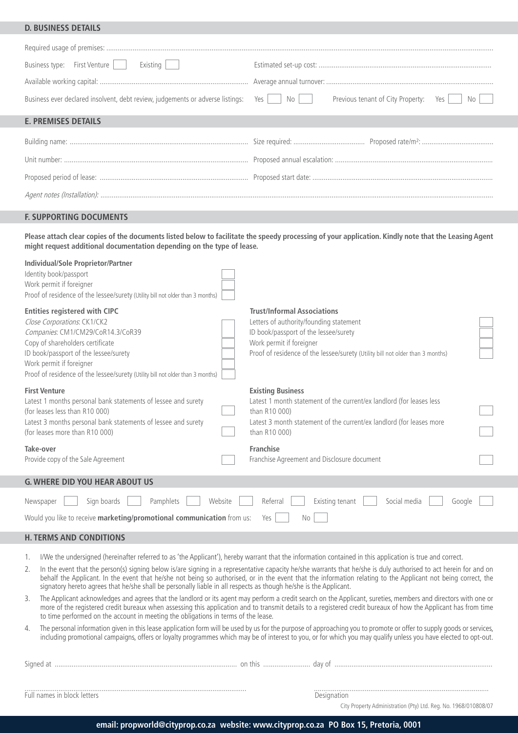## D. BUSINESS DETAILS

Required usage of premises: ..........

Business type: First Venture [ ] Existing [ ]

Estimated set-up cost: ..........

Available working capital: ..........

Average annual turnover: ..........

Business ever declared insolvent, debt review, judgements or adverse listings: Yes [ ] No [ ]

Previous tenant of City Property: Yes [ ] No [ ]

## E. PREMISES DETAILS

Building name: ..........

Size required: ..........

Proposed rate/m²: ..........

Unit number: ..........

Proposed annual escalation: ..........

Proposed period of lease: ..........

Proposed start date: ..........

*Agent notes (Installation):* ..........

## F. SUPPORTING DOCUMENTS

**Please attach clear copies of the documents listed below to facilitate the speedy processing of your application. Kindly note that the Leasing Agent might request additional documentation depending on the type of lease.**

**Individual/Sole Proprietor/Partner**
- Identity book/passport [ ]
- Work permit if foreigner [ ]
- Proof of residence of the lessee/surety (Utility bill not older than 3 months) [ ]

**Entities registered with CIPC**
- *Close Corporations*: CK1/CK2 [ ]
- *Companies*: CM1/CM29/CoR14.3/CoR39 [ ]
- Copy of shareholders certificate [ ]
- ID book/passport of the lessee/surety [ ]
- Work permit if foreigner [ ]
- Proof of residence of the lessee/surety (Utility bill not older than 3 months) [ ]

**Trust/Informal Associations**
- Letters of authority/founding statement [ ]
- ID book/passport of the lessee/surety [ ]
- Work permit if foreigner [ ]
- Proof of residence of the lessee/surety (Utility bill not older than 3 months) [ ]

**First Venture**
- Latest 1 months personal bank statements of lessee and surety (for leases less than R10 000) [ ]
- Latest 3 months personal bank statements of lessee and surety (for leases more than R10 000) [ ]

**Existing Business**
- Latest 1 month statement of the current/ex landlord (for leases less than R10 000) [ ]
- Latest 3 month statement of the current/ex landlord (for leases more than R10 000) [ ]

**Take-over**
- Provide copy of the Sale Agreement [ ]

**Franchise**
- Franchise Agreement and Disclosure document [ ]

## G. WHERE DID YOU HEAR ABOUT US

Newspaper [ ] Sign boards [ ] Pamphlets [ ] Website [ ] Referral [ ] Existing tenant [ ] Social media [ ] Google [ ]

Would you like to receive **marketing/promotional communication** from us: Yes [ ] No [ ]

## H. TERMS AND CONDITIONS

1. I/We the undersigned (hereinafter referred to as 'the Applicant'), hereby warrant that the information contained in this application is true and correct.
2. In the event that the person(s) signing below is/are signing in a representative capacity he/she warrants that he/she is duly authorised to act herein for and on behalf the Applicant. In the event that he/she not being so authorised, or in the event that the information relating to the Applicant not being correct, the signatory hereto agrees that he/she shall be personally liable in all respects as though he/she is the Applicant.
3. The Applicant acknowledges and agrees that the landlord or its agent may perform a credit search on the Applicant, sureties, members and directors with one or more of the registered credit bureaux when assessing this application and to transmit details to a registered credit bureaux of how the Applicant has from time to time performed on the account in meeting the obligations in terms of the lease.
4. The personal information given in this lease application form will be used by us for the purpose of approaching you to promote or offer to supply goods or services, including promotional campaigns, offers or loyalty programmes which may be of interest to you, or for which you may qualify unless you have elected to opt-out.

Signed at .......... on this .......... day of ..........

..........
Full names in block letters

..........
Designation

City Property Administration (Pty) Ltd. Reg. No. 1968/010808/07

**email: propworld@cityprop.co.za website: www.cityprop.co.za PO Box 15, Pretoria, 0001**